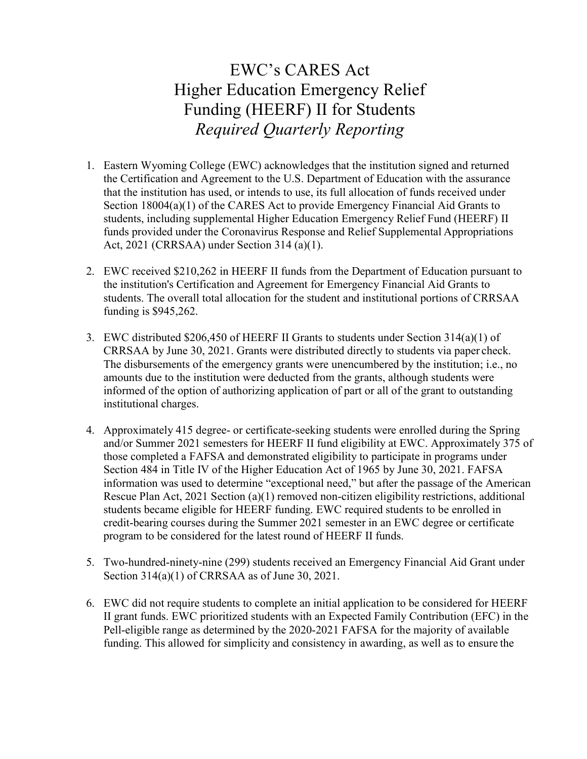# EWC's CARES Act Higher Education Emergency Relief Funding (HEERF) II for Students *Required Quarterly Reporting*

1. Eastern Wyoming College (EWC) acknowledges that the institution signed and returned the Certification and Agreement to the U.S. Department of Education with the assurance that the institution has used, or intends to use, its full allocation of funds received under Section 18004(a)(1) of the CARES Act to provide Emergency Financial Aid Grants to students, including supplemental Higher Education Emergency Relief Fund (HEERF) II funds provided under the Coronavirus Response and Relief Supplemental Appropriations Act, 2021 (CRRSAA) under Section 314 (a)(1).

2. EWC received $210,262 in HEERF II funds from the Department of Education pursuant to the institution's Certification and Agreement for Emergency Financial Aid Grants to students. The overall total allocation for the student and institutional portions of CRRSAA funding is $945,262.

3. EWC distributed $206,450 of HEERF II Grants to students under Section 314(a)(1) of CRRSAA by June 30, 2021. Grants were distributed directly to students via paper check. The disbursements of the emergency grants were unencumbered by the institution; i.e., no amounts due to the institution were deducted from the grants, although students were informed of the option of authorizing application of part or all of the grant to outstanding institutional charges.

4. Approximately 415 degree- or certificate-seeking students were enrolled during the Spring and/or Summer 2021 semesters for HEERF II fund eligibility at EWC. Approximately 375 of those completed a FAFSA and demonstrated eligibility to participate in programs under Section 484 in Title IV of the Higher Education Act of 1965 by June 30, 2021. FAFSA information was used to determine "exceptional need," but after the passage of the American Rescue Plan Act, 2021 Section (a)(1) removed non-citizen eligibility restrictions, additional students became eligible for HEERF funding. EWC required students to be enrolled in credit-bearing courses during the Summer 2021 semester in an EWC degree or certificate program to be considered for the latest round of HEERF II funds.

5. Two-hundred-ninety-nine (299) students received an Emergency Financial Aid Grant under Section 314(a)(1) of CRRSAA as of June 30, 2021.

6. EWC did not require students to complete an initial application to be considered for HEERF II grant funds. EWC prioritized students with an Expected Family Contribution (EFC) in the Pell-eligible range as determined by the 2020-2021 FAFSA for the majority of available funding. This allowed for simplicity and consistency in awarding, as well as to ensure the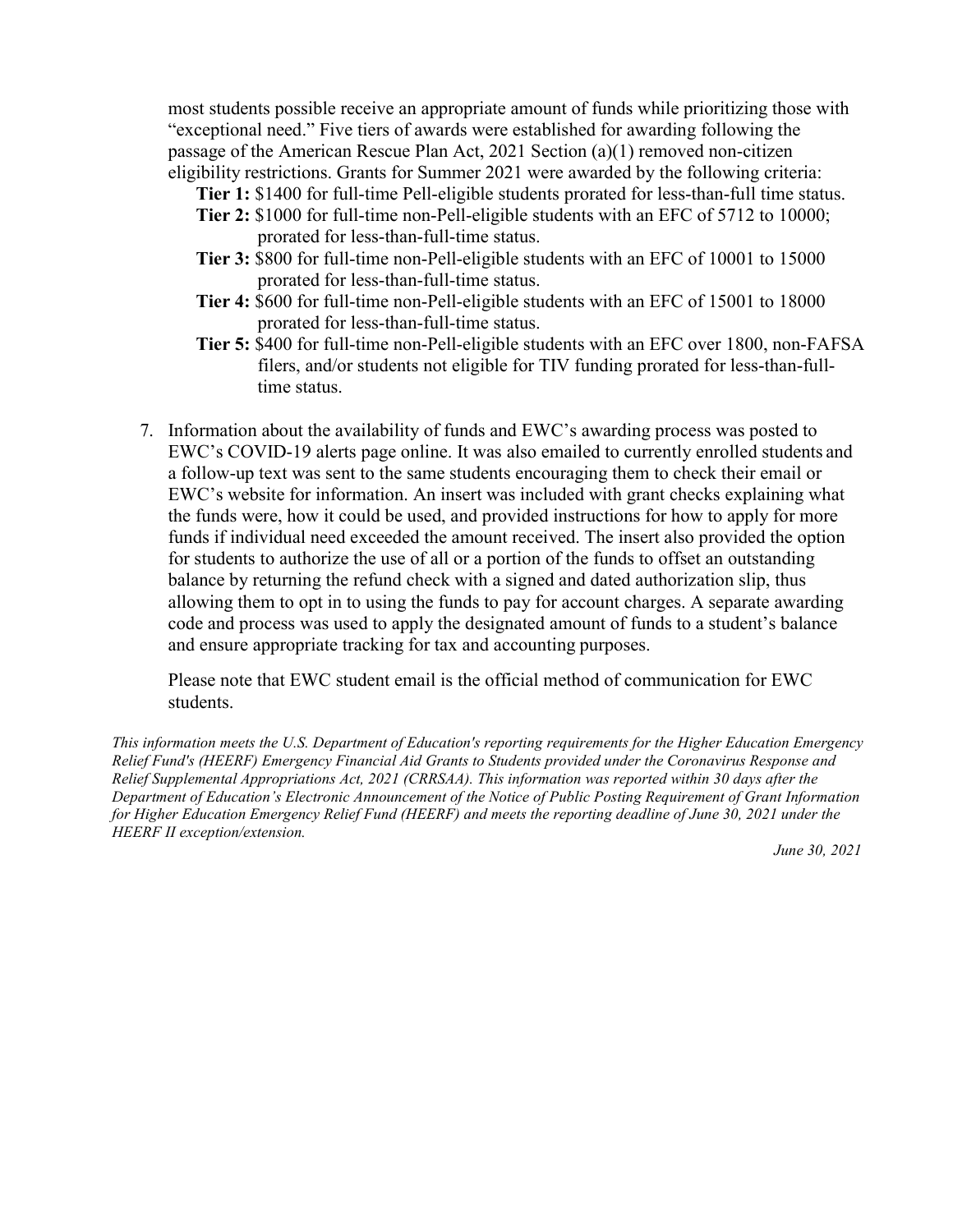most students possible receive an appropriate amount of funds while prioritizing those with "exceptional need." Five tiers of awards were established for awarding following the passage of the American Rescue Plan Act, 2021 Section (a)(1) removed non-citizen eligibility restrictions. Grants for Summer 2021 were awarded by the following criteria:

**Tier 1:** $1400 for full-time Pell-eligible students prorated for less-than-full time status.

**Tier 2:** $1000 for full-time non-Pell-eligible students with an EFC of 5712 to 10000; prorated for less-than-full-time status.

**Tier 3:** $800 for full-time non-Pell-eligible students with an EFC of 10001 to 15000 prorated for less-than-full-time status.

**Tier 4:** $600 for full-time non-Pell-eligible students with an EFC of 15001 to 18000 prorated for less-than-full-time status.

**Tier 5:** $400 for full-time non-Pell-eligible students with an EFC over 1800, non-FAFSA filers, and/or students not eligible for TIV funding prorated for less-than-full-time status.

7. Information about the availability of funds and EWC's awarding process was posted to EWC's COVID-19 alerts page online. It was also emailed to currently enrolled students and a follow-up text was sent to the same students encouraging them to check their email or EWC's website for information. An insert was included with grant checks explaining what the funds were, how it could be used, and provided instructions for how to apply for more funds if individual need exceeded the amount received. The insert also provided the option for students to authorize the use of all or a portion of the funds to offset an outstanding balance by returning the refund check with a signed and dated authorization slip, thus allowing them to opt in to using the funds to pay for account charges. A separate awarding code and process was used to apply the designated amount of funds to a student's balance and ensure appropriate tracking for tax and accounting purposes.

   Please note that EWC student email is the official method of communication for EWC students.

*This information meets the U.S. Department of Education's reporting requirements for the Higher Education Emergency Relief Fund's (HEERF) Emergency Financial Aid Grants to Students provided under the Coronavirus Response and Relief Supplemental Appropriations Act, 2021 (CRRSAA). This information was reported within 30 days after the Department of Education's Electronic Announcement of the Notice of Public Posting Requirement of Grant Information for Higher Education Emergency Relief Fund (HEERF) and meets the reporting deadline of June 30, 2021 under the HEERF II exception/extension.*

*June 30, 2021*